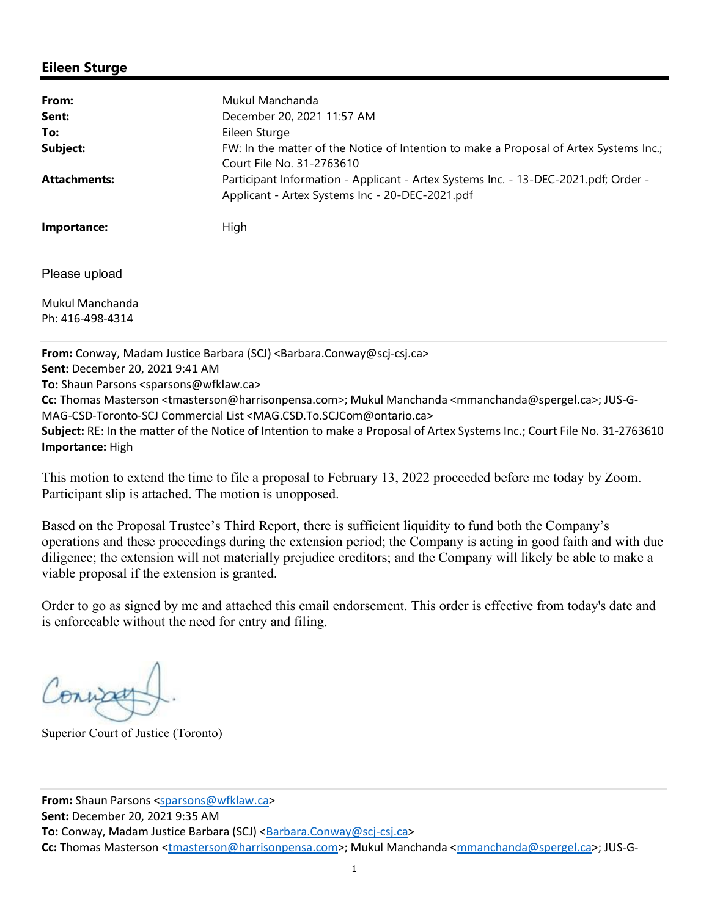## Eileen Sturge

| | |
|---|---|
| **From:** | Mukul Manchanda |
| **Sent:** | December 20, 2021 11:57 AM |
| **To:** | Eileen Sturge |
| **Subject:** | FW: In the matter of the Notice of Intention to make a Proposal of Artex Systems Inc.; Court File No. 31-2763610 |
| **Attachments:** | Participant Information - Applicant - Artex Systems Inc. - 13-DEC-2021.pdf; Order - Applicant - Artex Systems Inc - 20-DEC-2021.pdf |
| **Importance:** | High |

Please upload

Mukul Manchanda
Ph: 416-498-4314

---

**From:** Conway, Madam Justice Barbara (SCJ) <Barbara.Conway@scj-csj.ca>
**Sent:** December 20, 2021 9:41 AM
**To:** Shaun Parsons <sparsons@wfklaw.ca>
**Cc:** Thomas Masterson <tmasterson@harrisonpensa.com>; Mukul Manchanda <mmanchanda@spergel.ca>; JUS-G-MAG-CSD-Toronto-SCJ Commercial List <MAG.CSD.To.SCJCom@ontario.ca>
**Subject:** RE: In the matter of the Notice of Intention to make a Proposal of Artex Systems Inc.; Court File No. 31-2763610
**Importance:** High

This motion to extend the time to file a proposal to February 13, 2022 proceeded before me today by Zoom. Participant slip is attached. The motion is unopposed.

Based on the Proposal Trustee's Third Report, there is sufficient liquidity to fund both the Company's operations and these proceedings during the extension period; the Company is acting in good faith and with due diligence; the extension will not materially prejudice creditors; and the Company will likely be able to make a viable proposal if the extension is granted.

Order to go as signed by me and attached this email endorsement. This order is effective from today's date and is enforceable without the need for entry and filing.

Conway J.

Superior Court of Justice (Toronto)

---

**From:** Shaun Parsons <sparsons@wfklaw.ca>
**Sent:** December 20, 2021 9:35 AM
**To:** Conway, Madam Justice Barbara (SCJ) <Barbara.Conway@scj-csj.ca>
**Cc:** Thomas Masterson <tmasterson@harrisonpensa.com>; Mukul Manchanda <mmanchanda@spergel.ca>; JUS-G-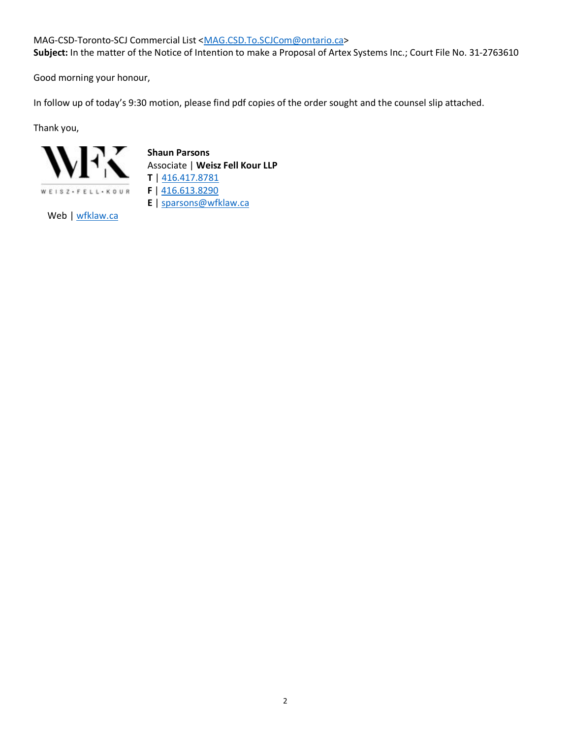MAG-CSD-Toronto-SCJ Commercial List <MAG.CSD.To.SCJCom@ontario.ca>
**Subject:** In the matter of the Notice of Intention to make a Proposal of Artex Systems Inc.; Court File No. 31-2763610

Good morning your honour,

In follow up of today's 9:30 motion, please find pdf copies of the order sought and the counsel slip attached.

Thank you,

WFK
WEISZ·FELL·KOUR

**Shaun Parsons**
Associate | **Weisz Fell Kour LLP**
**T** | 416.417.8781
**F** | 416.613.8290
**E** | sparsons@wfklaw.ca

Web | wfklaw.ca